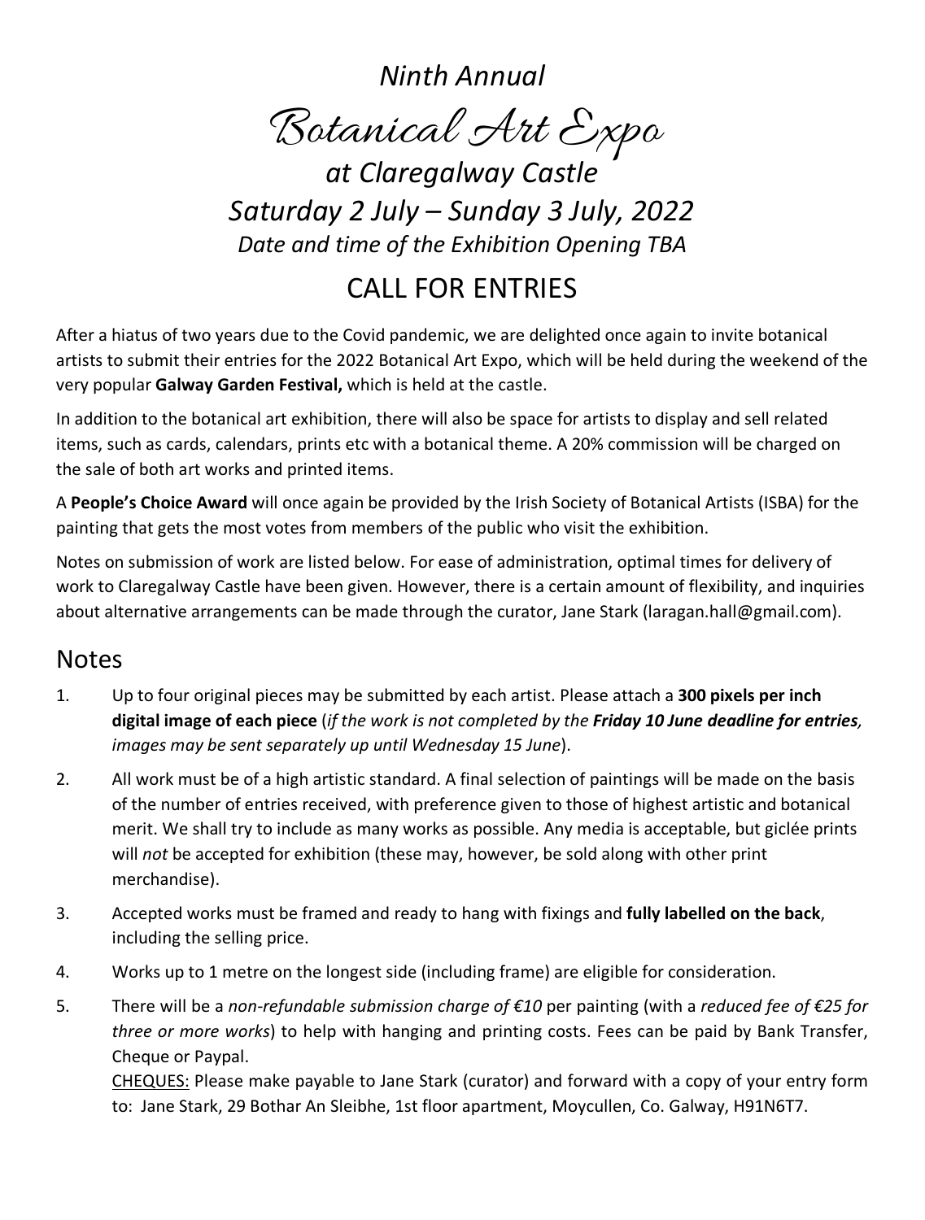*Ninth Annual*

# Botanical Art Expo

## *at Claregalway Castle*

## *Saturday 2 July – Sunday 3 July, 2022*

*Date and time of the Exhibition Opening TBA*

## CALL FOR ENTRIES

After a hiatus of two years due to the Covid pandemic, we are delighted once again to invite botanical artists to submit their entries for the 2022 Botanical Art Expo, which will be held during the weekend of the very popular **Galway Garden Festival,** which is held at the castle.

In addition to the botanical art exhibition, there will also be space for artists to display and sell related items, such as cards, calendars, prints etc with a botanical theme. A 20% commission will be charged on the sale of both art works and printed items.

A **People's Choice Award** will once again be provided by the Irish Society of Botanical Artists (ISBA) for the painting that gets the most votes from members of the public who visit the exhibition.

Notes on submission of work are listed below. For ease of administration, optimal times for delivery of work to Claregalway Castle have been given. However, there is a certain amount of flexibility, and inquiries about alternative arrangements can be made through the curator, Jane Stark (laragan.hall@gmail.com).

## Notes

1. Up to four original pieces may be submitted by each artist. Please attach a **300 pixels per inch digital image of each piece** (*if the work is not completed by the **Friday 10 June deadline for entries**, images may be sent separately up until Wednesday 15 June*).
2. All work must be of a high artistic standard. A final selection of paintings will be made on the basis of the number of entries received, with preference given to those of highest artistic and botanical merit. We shall try to include as many works as possible. Any media is acceptable, but giclée prints will *not* be accepted for exhibition (these may, however, be sold along with other print merchandise).
3. Accepted works must be framed and ready to hang with fixings and **fully labelled on the back**, including the selling price.
4. Works up to 1 metre on the longest side (including frame) are eligible for consideration.
5. There will be a *non-refundable submission charge of €10* per painting (with a *reduced fee of €25 for three or more works*) to help with hanging and printing costs. Fees can be paid by Bank Transfer, Cheque or Paypal.

   CHEQUES: Please make payable to Jane Stark (curator) and forward with a copy of your entry form to: Jane Stark, 29 Bothar An Sleibhe, 1st floor apartment, Moycullen, Co. Galway, H91N6T7.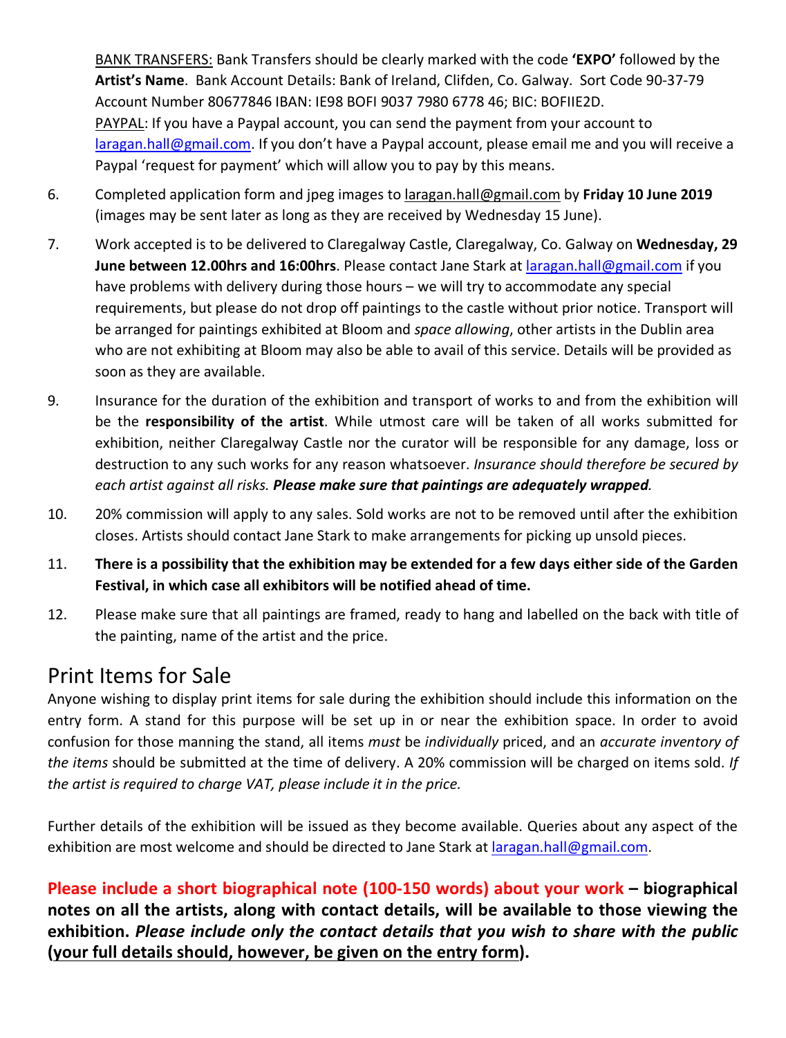BANK TRANSFERS: Bank Transfers should be clearly marked with the code **'EXPO'** followed by the **Artist's Name**. Bank Account Details: Bank of Ireland, Clifden, Co. Galway. Sort Code 90-37-79 Account Number 80677846 IBAN: IE98 BOFI 9037 7980 6778 46; BIC: BOFIIE2D.
PAYPAL: If you have a Paypal account, you can send the payment from your account to laragan.hall@gmail.com. If you don't have a Paypal account, please email me and you will receive a Paypal 'request for payment' which will allow you to pay by this means.

6. Completed application form and jpeg images to laragan.hall@gmail.com by **Friday 10 June 2019** (images may be sent later as long as they are received by Wednesday 15 June).

7. Work accepted is to be delivered to Claregalway Castle, Claregalway, Co. Galway on **Wednesday, 29 June between 12.00hrs and 16:00hrs**. Please contact Jane Stark at laragan.hall@gmail.com if you have problems with delivery during those hours – we will try to accommodate any special requirements, but please do not drop off paintings to the castle without prior notice. Transport will be arranged for paintings exhibited at Bloom and *space allowing*, other artists in the Dublin area who are not exhibiting at Bloom may also be able to avail of this service. Details will be provided as soon as they are available.

9. Insurance for the duration of the exhibition and transport of works to and from the exhibition will be the **responsibility of the artist**. While utmost care will be taken of all works submitted for exhibition, neither Claregalway Castle nor the curator will be responsible for any damage, loss or destruction to any such works for any reason whatsoever. *Insurance should therefore be secured by each artist against all risks.* ***Please make sure that paintings are adequately wrapped.***

10. 20% commission will apply to any sales. Sold works are not to be removed until after the exhibition closes. Artists should contact Jane Stark to make arrangements for picking up unsold pieces.

11. **There is a possibility that the exhibition may be extended for a few days either side of the Garden Festival, in which case all exhibitors will be notified ahead of time.**

12. Please make sure that all paintings are framed, ready to hang and labelled on the back with title of the painting, name of the artist and the price.

## Print Items for Sale

Anyone wishing to display print items for sale during the exhibition should include this information on the entry form. A stand for this purpose will be set up in or near the exhibition space. In order to avoid confusion for those manning the stand, all items *must* be *individually* priced, and an *accurate inventory of the items* should be submitted at the time of delivery. A 20% commission will be charged on items sold. *If the artist is required to charge VAT, please include it in the price.*

Further details of the exhibition will be issued as they become available. Queries about any aspect of the exhibition are most welcome and should be directed to Jane Stark at laragan.hall@gmail.com.

**Please include a short biographical note (100-150 words) about your work – biographical notes on all the artists, along with contact details, will be available to those viewing the exhibition.** ***Please include only the contact details that you wish to share with the public*** **(your full details should, however, be given on the entry form).**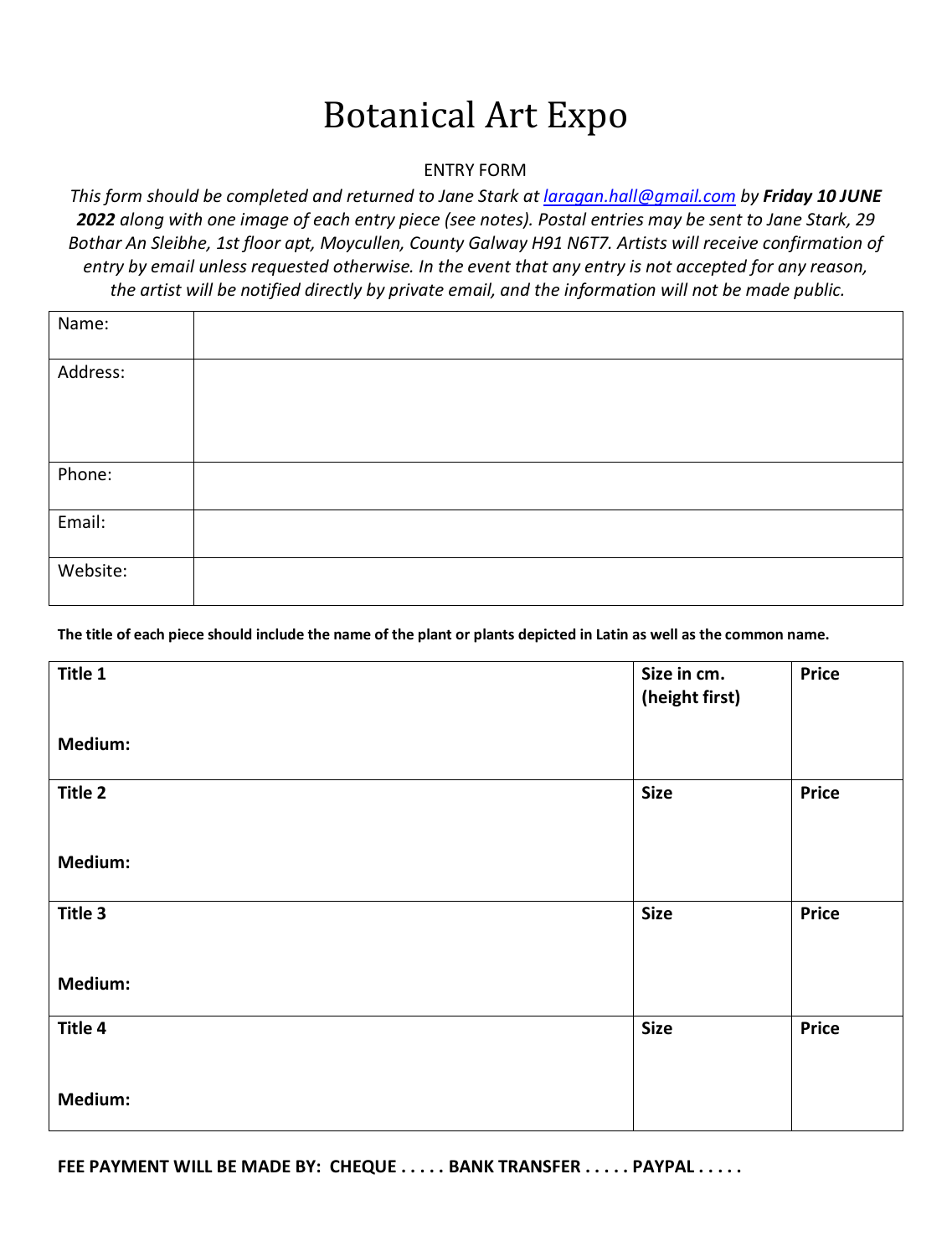# Botanical Art Expo

ENTRY FORM

*This form should be completed and returned to Jane Stark at [laragan.hall@gmail.com](mailto:laragan.hall@gmail.com) by **Friday 10 JUNE 2022** along with one image of each entry piece (see notes). Postal entries may be sent to Jane Stark, 29 Bothar An Sleibhe, 1st floor apt, Moycullen, County Galway H91 N6T7. Artists will receive confirmation of entry by email unless requested otherwise. In the event that any entry is not accepted for any reason, the artist will be notified directly by private email, and the information will not be made public.*

| | |
|---|---|
| Name: | |
| Address: | |
| Phone: | |
| Email: | |
| Website: | |

**The title of each piece should include the name of the plant or plants depicted in Latin as well as the common name.**

| | | |
|---|---|---|
| **Title 1**<br><br>**Medium:** | **Size in cm. (height first)** | **Price** |
| **Title 2**<br><br>**Medium:** | **Size** | **Price** |
| **Title 3**<br><br>**Medium:** | **Size** | **Price** |
| **Title 4**<br><br>**Medium:** | **Size** | **Price** |

**FEE PAYMENT WILL BE MADE BY: CHEQUE . . . . . BANK TRANSFER . . . . . PAYPAL . . . . .**